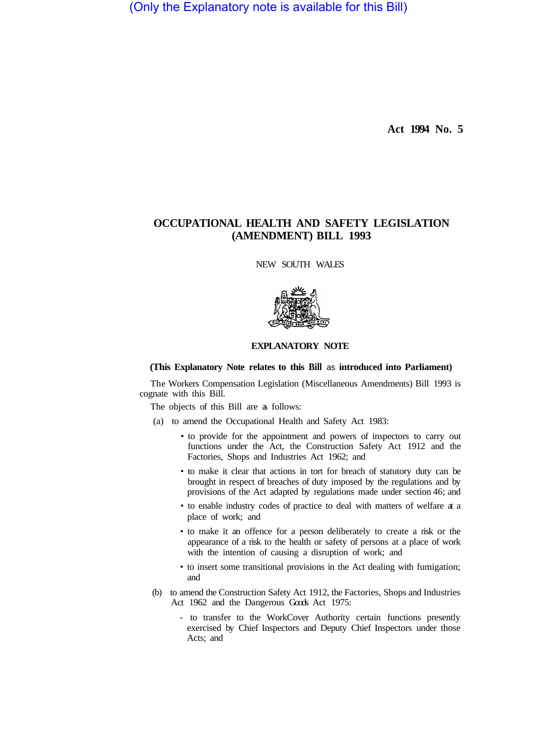(Only the Explanatory note is available for this Bill)

**Act 1994 No. 5**

# OCCUPATIONAL HEALTH AND SAFETY LEGISLATION (AMENDMENT) BILL 1993

NEW SOUTH WALES

## EXPLANATORY NOTE

**(This Explanatory Note relates to this Bill as introduced into Parliament)**

The Workers Compensation Legislation (Miscellaneous Amendments) Bill 1993 is cognate with this Bill.

The objects of this Bill are as follows:

(a) to amend the Occupational Health and Safety Act 1983:

- to provide for the appointment and powers of inspectors to carry out functions under the Act, the Construction Safety Act 1912 and the Factories, Shops and Industries Act 1962; and
- to make it clear that actions in tort for breach of statutory duty can be brought in respect of breaches of duty imposed by the regulations and by provisions of the Act adapted by regulations made under section 46; and
- to enable industry codes of practice to deal with matters of welfare at a place of work; and
- to make it an offence for a person deliberately to create a risk or the appearance of a risk to the health or safety of persons at a place of work with the intention of causing a disruption of work; and
- to insert some transitional provisions in the Act dealing with fumigation; and

(b) to amend the Construction Safety Act 1912, the Factories, Shops and Industries Act 1962 and the Dangerous Goods Act 1975:

- to transfer to the WorkCover Authority certain functions presently exercised by Chief Inspectors and Deputy Chief Inspectors under those Acts; and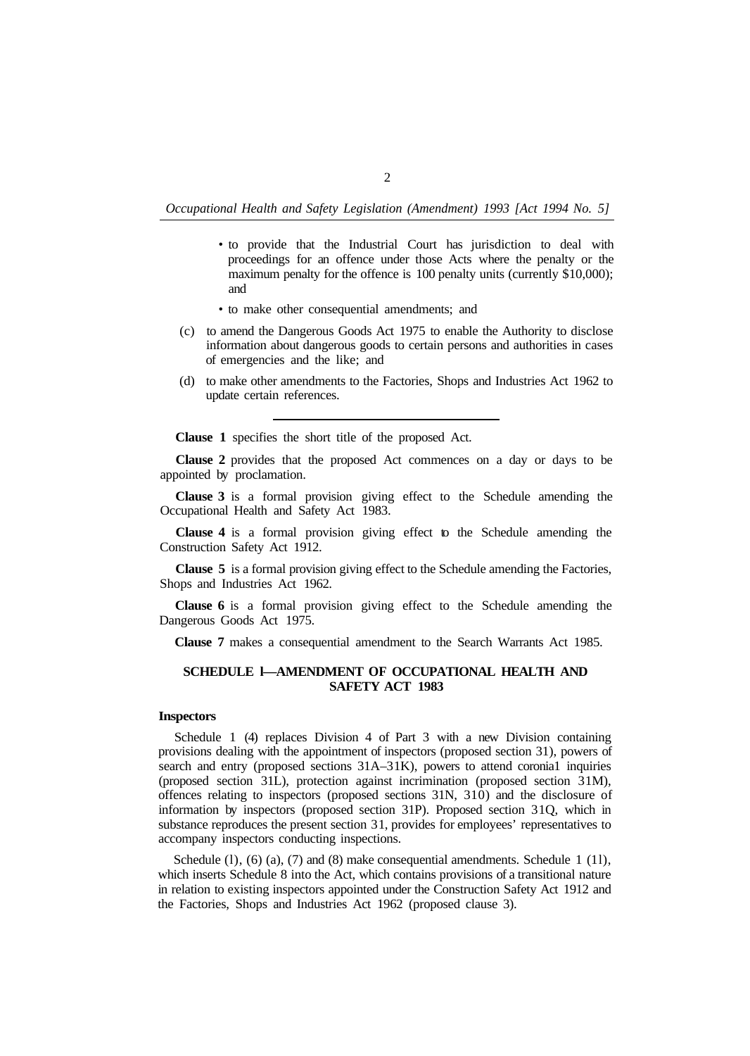- to provide that the Industrial Court has jurisdiction to deal with proceedings for an offence under those Acts where the penalty or the maximum penalty for the offence is 100 penalty units (currently $10,000); and
- to make other consequential amendments; and

(c) to amend the Dangerous Goods Act 1975 to enable the Authority to disclose information about dangerous goods to certain persons and authorities in cases of emergencies and the like; and

(d) to make other amendments to the Factories, Shops and Industries Act 1962 to update certain references.

---

**Clause 1** specifies the short title of the proposed Act.

**Clause 2** provides that the proposed Act commences on a day or days to be appointed by proclamation.

**Clause 3** is a formal provision giving effect to the Schedule amending the Occupational Health and Safety Act 1983.

**Clause 4** is a formal provision giving effect to the Schedule amending the Construction Safety Act 1912.

**Clause 5** is a formal provision giving effect to the Schedule amending the Factories, Shops and Industries Act 1962.

**Clause 6** is a formal provision giving effect to the Schedule amending the Dangerous Goods Act 1975.

**Clause 7** makes a consequential amendment to the Search Warrants Act 1985.

## SCHEDULE 1—AMENDMENT OF OCCUPATIONAL HEALTH AND SAFETY ACT 1983

### Inspectors

Schedule 1 (4) replaces Division 4 of Part 3 with a new Division containing provisions dealing with the appointment of inspectors (proposed section 31), powers of search and entry (proposed sections 31A–31K), powers to attend coronia1 inquiries (proposed section 31L), protection against incrimination (proposed section 31M), offences relating to inspectors (proposed sections 31N, 31O) and the disclosure of information by inspectors (proposed section 31P). Proposed section 31Q, which in substance reproduces the present section 31, provides for employees' representatives to accompany inspectors conducting inspections.

Schedule (1), (6) (a), (7) and (8) make consequential amendments. Schedule 1 (11), which inserts Schedule 8 into the Act, which contains provisions of a transitional nature in relation to existing inspectors appointed under the Construction Safety Act 1912 and the Factories, Shops and Industries Act 1962 (proposed clause 3).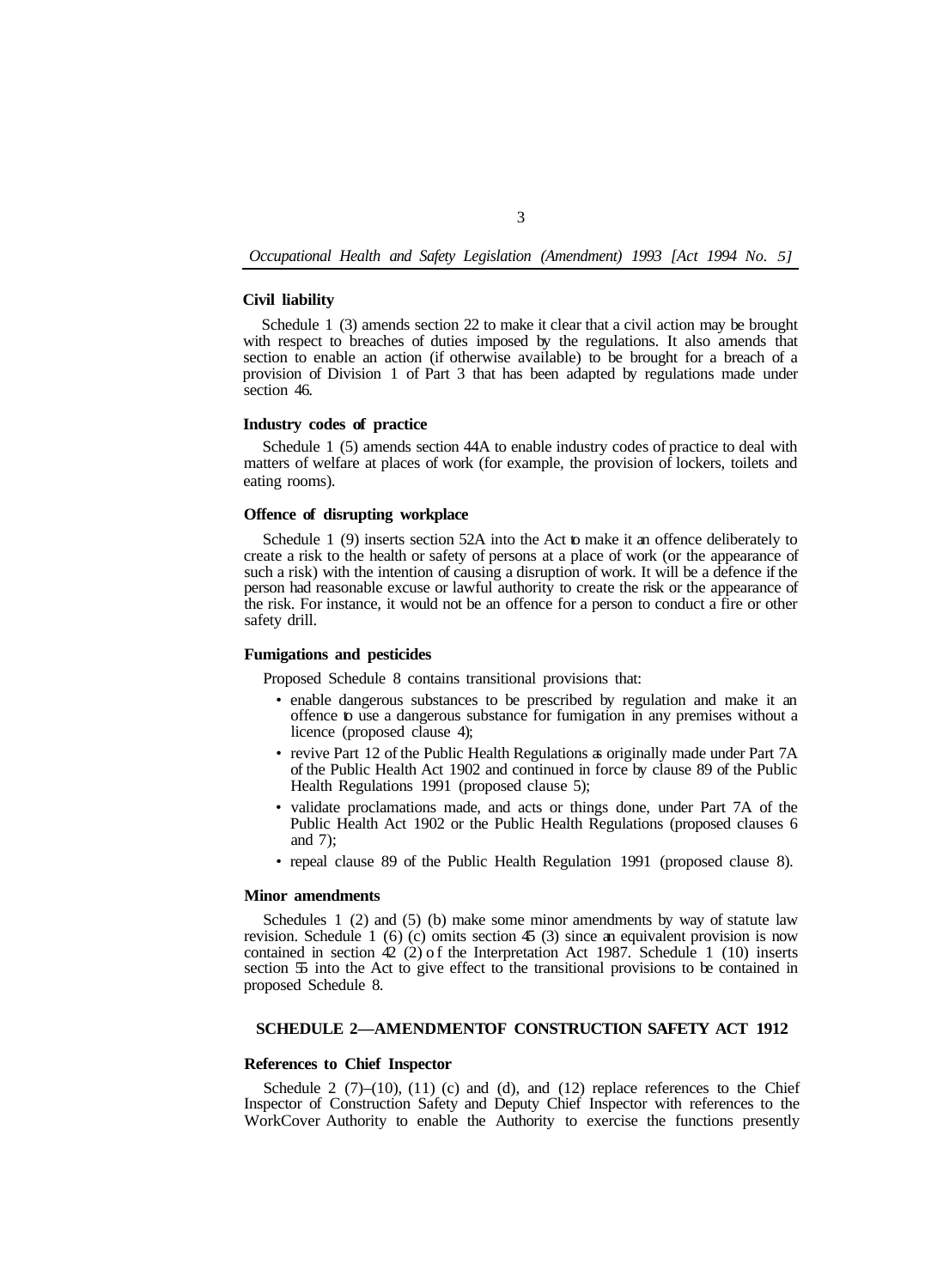### Civil liability

Schedule 1 (3) amends section 22 to make it clear that a civil action may be brought with respect to breaches of duties imposed by the regulations. It also amends that section to enable an action (if otherwise available) to be brought for a breach of a provision of Division 1 of Part 3 that has been adapted by regulations made under section 46.

### Industry codes of practice

Schedule 1 (5) amends section 44A to enable industry codes of practice to deal with matters of welfare at places of work (for example, the provision of lockers, toilets and eating rooms).

### Offence of disrupting workplace

Schedule 1 (9) inserts section 52A into the Act to make it an offence deliberately to create a risk to the health or safety of persons at a place of work (or the appearance of such a risk) with the intention of causing a disruption of work. It will be a defence if the person had reasonable excuse or lawful authority to create the risk or the appearance of the risk. For instance, it would not be an offence for a person to conduct a fire or other safety drill.

### Fumigations and pesticides

Proposed Schedule 8 contains transitional provisions that:

- enable dangerous substances to be prescribed by regulation and make it an offence to use a dangerous substance for fumigation in any premises without a licence (proposed clause 4);
- revive Part 12 of the Public Health Regulations as originally made under Part 7A of the Public Health Act 1902 and continued in force by clause 89 of the Public Health Regulations 1991 (proposed clause 5);
- validate proclamations made, and acts or things done, under Part 7A of the Public Health Act 1902 or the Public Health Regulations (proposed clauses 6 and 7);
- repeal clause 89 of the Public Health Regulation 1991 (proposed clause 8).

### Minor amendments

Schedules 1 (2) and (5) (b) make some minor amendments by way of statute law revision. Schedule 1 (6) (c) omits section 45 (3) since an equivalent provision is now contained in section 42 (2) of the Interpretation Act 1987. Schedule 1 (10) inserts section 55 into the Act to give effect to the transitional provisions to be contained in proposed Schedule 8.

## SCHEDULE 2—AMENDMENT OF CONSTRUCTION SAFETY ACT 1912

### References to Chief Inspector

Schedule 2 (7)–(10), (11) (c) and (d), and (12) replace references to the Chief Inspector of Construction Safety and Deputy Chief Inspector with references to the WorkCover Authority to enable the Authority to exercise the functions presently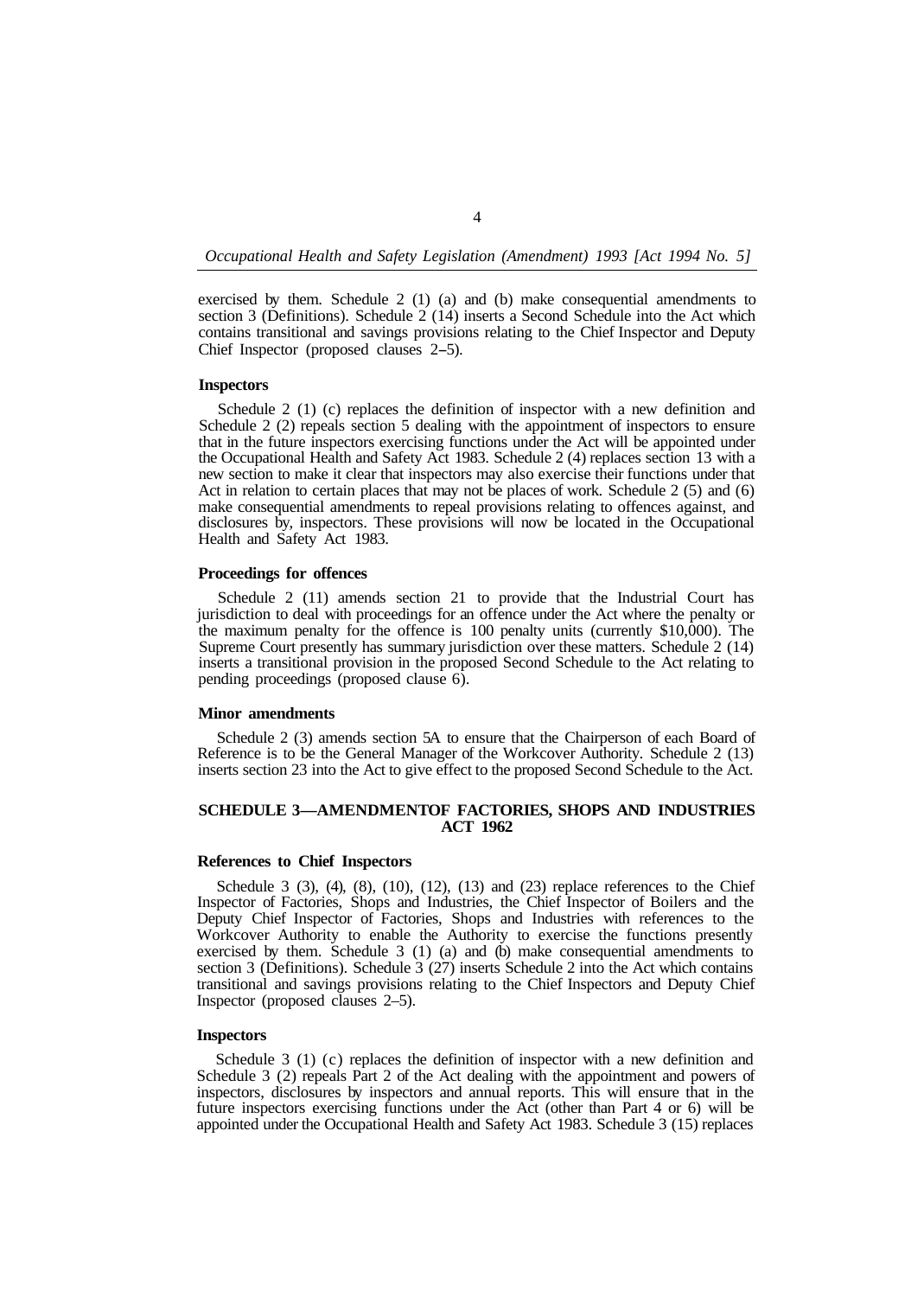exercised by them. Schedule 2 (1) (a) and (b) make consequential amendments to section 3 (Definitions). Schedule 2 (14) inserts a Second Schedule into the Act which contains transitional and savings provisions relating to the Chief Inspector and Deputy Chief Inspector (proposed clauses 2–5).

**Inspectors**

Schedule 2 (1) (c) replaces the definition of inspector with a new definition and Schedule 2 (2) repeals section 5 dealing with the appointment of inspectors to ensure that in the future inspectors exercising functions under the Act will be appointed under the Occupational Health and Safety Act 1983. Schedule 2 (4) replaces section 13 with a new section to make it clear that inspectors may also exercise their functions under that Act in relation to certain places that may not be places of work. Schedule 2 (5) and (6) make consequential amendments to repeal provisions relating to offences against, and disclosures by, inspectors. These provisions will now be located in the Occupational Health and Safety Act 1983.

**Proceedings for offences**

Schedule 2 (11) amends section 21 to provide that the Industrial Court has jurisdiction to deal with proceedings for an offence under the Act where the penalty or the maximum penalty for the offence is 100 penalty units (currently $10,000). The Supreme Court presently has summary jurisdiction over these matters. Schedule 2 (14) inserts a transitional provision in the proposed Second Schedule to the Act relating to pending proceedings (proposed clause 6).

**Minor amendments**

Schedule 2 (3) amends section 5A to ensure that the Chairperson of each Board of Reference is to be the General Manager of the Workcover Authority. Schedule 2 (13) inserts section 23 into the Act to give effect to the proposed Second Schedule to the Act.

## SCHEDULE 3—AMENDMENTOF FACTORIES, SHOPS AND INDUSTRIES ACT 1962

**References to Chief Inspectors**

Schedule 3 (3), (4), (8), (10), (12), (13) and (23) replace references to the Chief Inspector of Factories, Shops and Industries, the Chief Inspector of Boilers and the Deputy Chief Inspector of Factories, Shops and Industries with references to the Workcover Authority to enable the Authority to exercise the functions presently exercised by them. Schedule 3 (1) (a) and (b) make consequential amendments to section 3 (Definitions). Schedule 3 (27) inserts Schedule 2 into the Act which contains transitional and savings provisions relating to the Chief Inspectors and Deputy Chief Inspector (proposed clauses 2–5).

**Inspectors**

Schedule 3 (1) (c) replaces the definition of inspector with a new definition and Schedule 3 (2) repeals Part 2 of the Act dealing with the appointment and powers of inspectors, disclosures by inspectors and annual reports. This will ensure that in the future inspectors exercising functions under the Act (other than Part 4 or 6) will be appointed under the Occupational Health and Safety Act 1983. Schedule 3 (15) replaces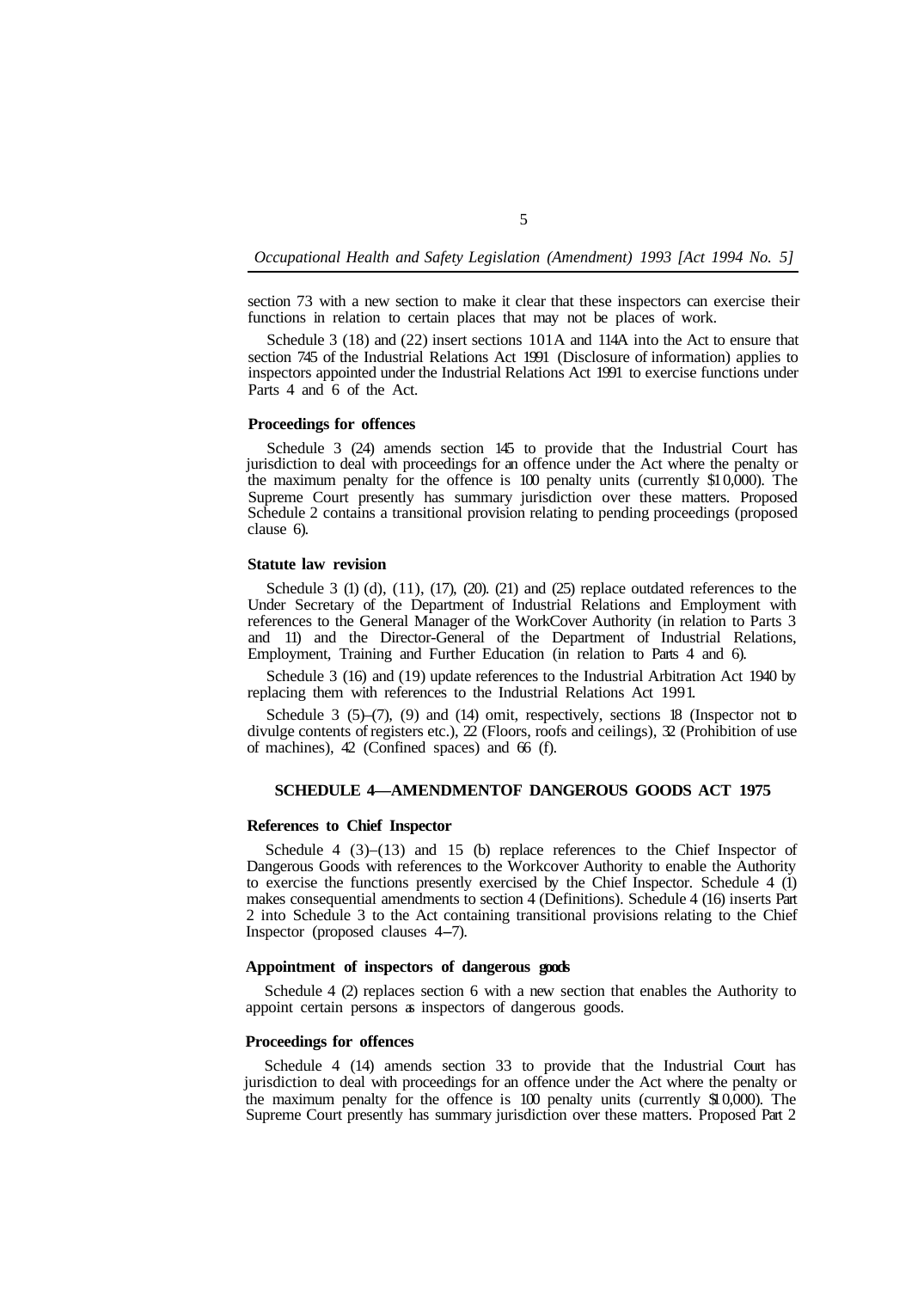section 73 with a new section to make it clear that these inspectors can exercise their functions in relation to certain places that may not be places of work.

Schedule 3 (18) and (22) insert sections 101A and 114A into the Act to ensure that section 745 of the Industrial Relations Act 1991 (Disclosure of information) applies to inspectors appointed under the Industrial Relations Act 1991 to exercise functions under Parts 4 and 6 of the Act.

#### Proceedings for offences

Schedule 3 (24) amends section 145 to provide that the Industrial Court has jurisdiction to deal with proceedings for an offence under the Act where the penalty or the maximum penalty for the offence is 100 penalty units (currently $10,000). The Supreme Court presently has summary jurisdiction over these matters. Proposed Schedule 2 contains a transitional provision relating to pending proceedings (proposed clause 6).

#### Statute law revision

Schedule 3 (1) (d), (11), (17), (20). (21) and (25) replace outdated references to the Under Secretary of the Department of Industrial Relations and Employment with references to the General Manager of the WorkCover Authority (in relation to Parts 3 and 11) and the Director-General of the Department of Industrial Relations, Employment, Training and Further Education (in relation to Parts 4 and 6).

Schedule 3 (16) and (19) update references to the Industrial Arbitration Act 1940 by replacing them with references to the Industrial Relations Act 1991.

Schedule 3 (5)–(7), (9) and (14) omit, respectively, sections 18 (Inspector not to divulge contents of registers etc.), 22 (Floors, roofs and ceilings), 32 (Prohibition of use of machines), 42 (Confined spaces) and 66 (f).

### SCHEDULE 4—AMENDMENT OF DANGEROUS GOODS ACT 1975

#### References to Chief Inspector

Schedule 4 (3)–(13) and 15 (b) replace references to the Chief Inspector of Dangerous Goods with references to the Workcover Authority to enable the Authority to exercise the functions presently exercised by the Chief Inspector. Schedule 4 (1) makes consequential amendments to section 4 (Definitions). Schedule 4 (16) inserts Part 2 into Schedule 3 to the Act containing transitional provisions relating to the Chief Inspector (proposed clauses 4–7).

#### Appointment of inspectors of dangerous goods

Schedule 4 (2) replaces section 6 with a new section that enables the Authority to appoint certain persons as inspectors of dangerous goods.

#### Proceedings for offences

Schedule 4 (14) amends section 33 to provide that the Industrial Court has jurisdiction to deal with proceedings for an offence under the Act where the penalty or the maximum penalty for the offence is 100 penalty units (currently $10,000). The Supreme Court presently has summary jurisdiction over these matters. Proposed Part 2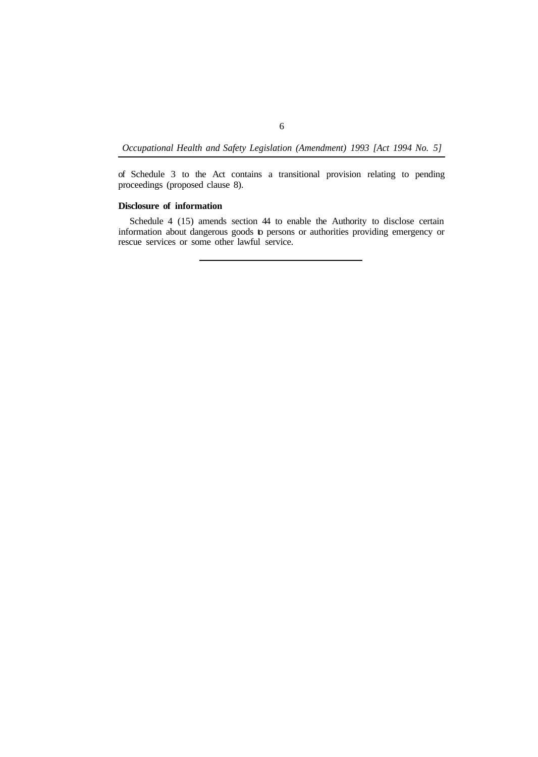of Schedule 3 to the Act contains a transitional provision relating to pending proceedings (proposed clause 8).

**Disclosure of information**

Schedule 4 (15) amends section 44 to enable the Authority to disclose certain information about dangerous goods to persons or authorities providing emergency or rescue services or some other lawful service.